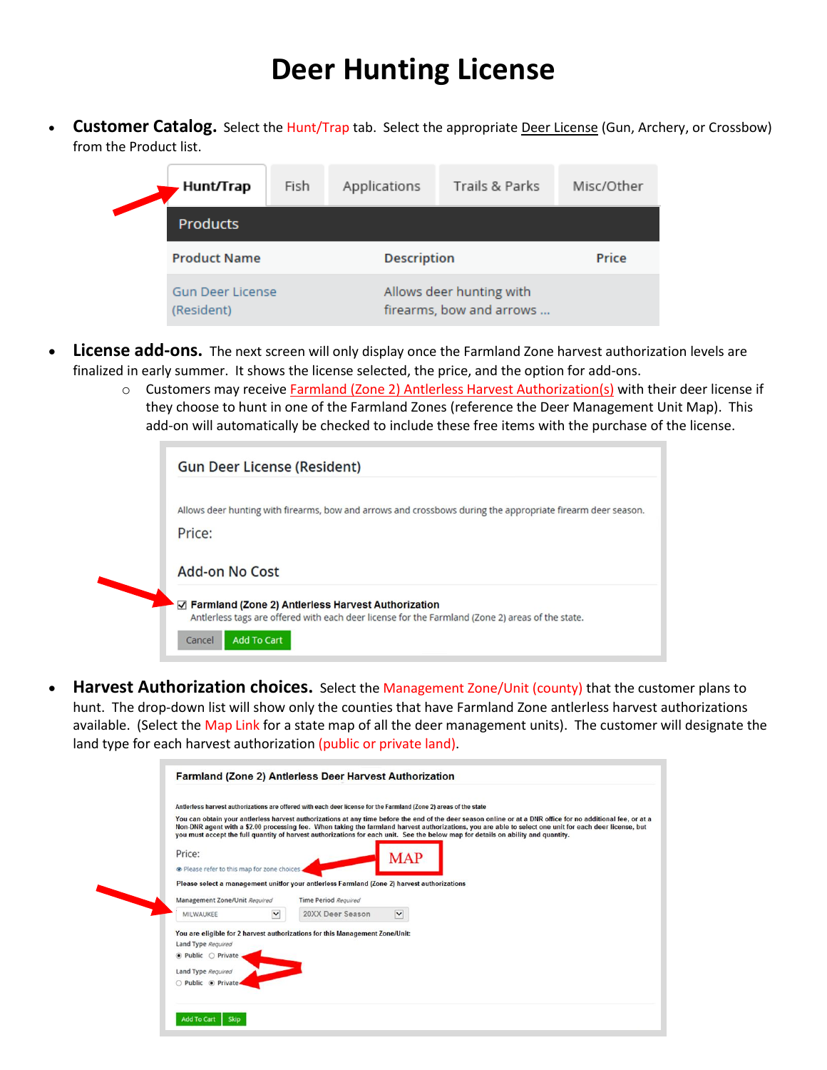# Deer Hunting License

- **Customer Catalog.** Select the Hunt/Trap tab. Select the appropriate Deer License (Gun, Archery, or Crossbow) from the Product list.

| Hunt/Trap | Fish | Applications | Trails & Parks | Misc/Other |
|---|---|---|---|---|

**Products**

| Product Name | Description | Price |
|---|---|---|
| Gun Deer License (Resident) | Allows deer hunting with firearms, bow and arrows ... | |

- **License add-ons.** The next screen will only display once the Farmland Zone harvest authorization levels are finalized in early summer. It shows the license selected, the price, and the option for add-ons.
  - Customers may receive Farmland (Zone 2) Antlerless Harvest Authorization(s) with their deer license if they choose to hunt in one of the Farmland Zones (reference the Deer Management Unit Map). This add-on will automatically be checked to include these free items with the purchase of the license.

Gun Deer License (Resident)

Allows deer hunting with firearms, bow and arrows and crossbows during the appropriate firearm deer season.

Price:

Add-on No Cost

☑ **Farmland (Zone 2) Antlerless Harvest Authorization**
Antlerless tags are offered with each deer license for the Farmland (Zone 2) areas of the state.

Cancel | Add To Cart

- **Harvest Authorization choices.** Select the Management Zone/Unit (county) that the customer plans to hunt. The drop-down list will show only the counties that have Farmland Zone antlerless harvest authorizations available. (Select the Map Link for a state map of all the deer management units). The customer will designate the land type for each harvest authorization (public or private land).

**Farmland (Zone 2) Antlerless Deer Harvest Authorization**

Antlerless harvest authorizations are offered with each deer license for the Farmland (Zone 2) areas of the state

You can obtain your antlerless harvest authorizations at any time before the end of the deer season online or at a DNR office for no additional fee, or at a Non-DNR agent with a $2.00 processing fee. When taking the farmland harvest authorizations, you are able to select one unit for each deer license, but you must accept the full quantity of harvest authorizations for each unit. See the below map for details on ability and quantity.

Price:

Please refer to this map for zone choices — MAP

Please select a management unitfor your antlerless Farmland (Zone 2) harvest authorizations

Management Zone/Unit *Required*: MILWAUKEE | Time Period *Required*: 20XX Deer Season

You are eligible for 2 harvest authorizations for this Management Zone/Unit:

Land Type *Required*: ◉ Public ○ Private

Land Type *Required*: ○ Public ◉ Private

Add To Cart | Skip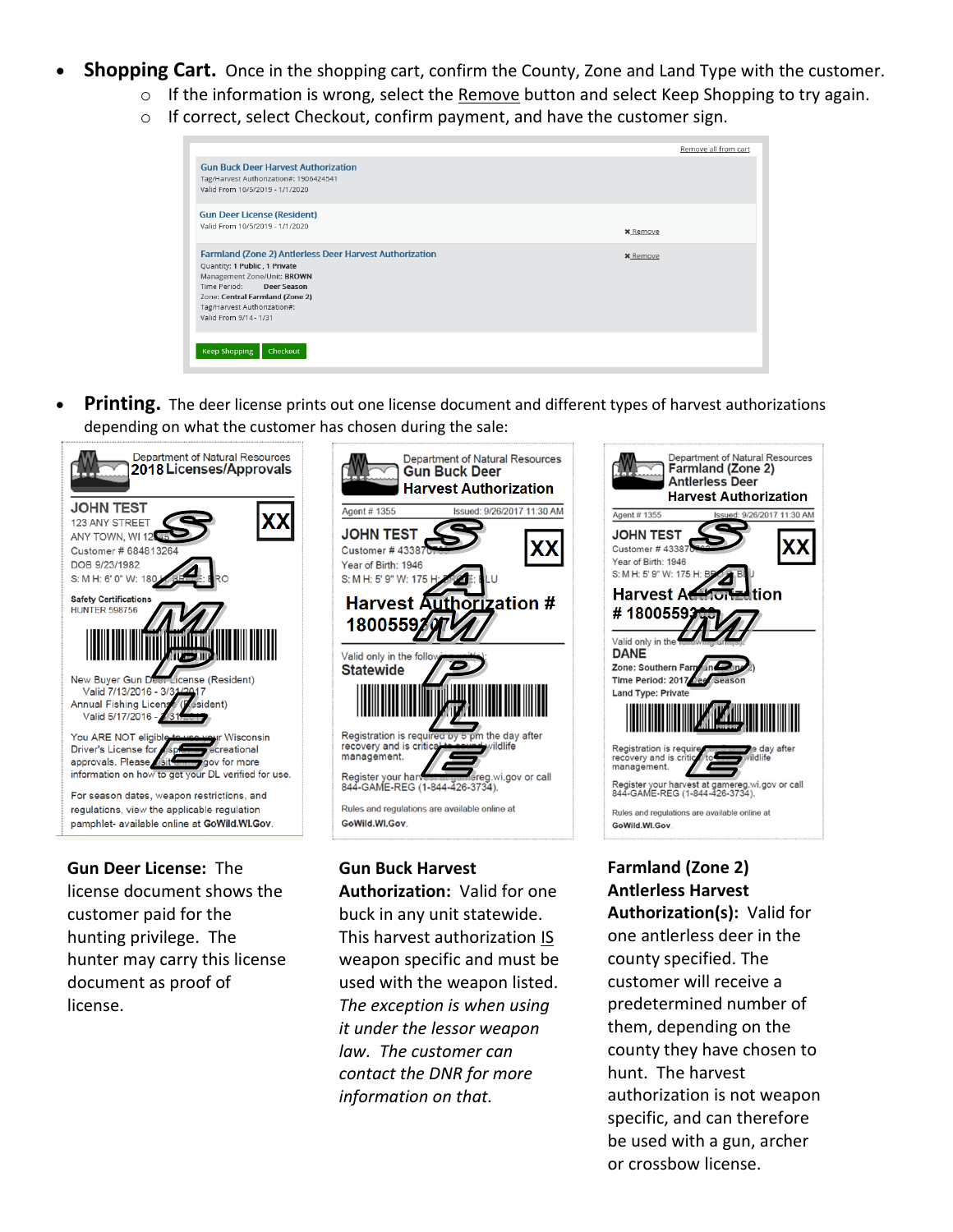- **Shopping Cart.** Once in the shopping cart, confirm the County, Zone and Land Type with the customer.
  - If the information is wrong, select the Remove button and select Keep Shopping to try again.
  - If correct, select Checkout, confirm payment, and have the customer sign.

Remove all from cart

Gun Buck Deer Harvest Authorization
Tag/Harvest Authorization#: 1906424541
Valid From 10/5/2019 - 1/1/2020

Gun Deer License (Resident)
Valid From 10/5/2019 - 1/1/2020
✖ Remove

Farmland (Zone 2) Antlerless Deer Harvest Authorization
Quantity: 1 Public , 1 Private
Management Zone/Unit: BROWN
Time Period: Deer Season
Zone: Central Farmland (Zone 2)
Tag/Harvest Authorization#:
Valid From 9/14 - 1/31
✖ Remove

Keep Shopping | Checkout

- **Printing.** The deer license prints out one license document and different types of harvest authorizations depending on what the customer has chosen during the sale:

Department of Natural Resources
2018 Licenses/Approvals

JOHN TEST
123 ANY STREET
ANY TOWN, WI 12345
Customer # 684813264
DOB 9/23/1982
S: M H: 6' 0" W: 180 ... E: ...RO
XX

Safety Certifications
HUNTER 598756

New Buyer Gun Deer License (Resident)
Valid 7/13/2016 - 3/31/2017
Annual Fishing License (Resident)
Valid 5/17/2016 - 3/31...

You ARE NOT eligible to use your Wisconsin Driver's License for ... recreational approvals. Please visit ... gov for more information on how to get your DL verified for use.

For season dates, weapon restrictions, and regulations, view the applicable regulation pamphlet- available online at GoWild.WI.Gov.

SAMPLE

Department of Natural Resources
Gun Buck Deer
Harvest Authorization

Agent # 1355 Issued: 9/26/2017 11:30 AM

JOHN TEST
Customer # 43387...
Year of Birth: 1946
S: M H: 5' 9" W: 175 H: ... E: BLU
XX

Harvest Authorization #
18005592...

Valid only in the following ...:
Statewide

Registration is required by 5 pm the day after recovery and is critical to sound wildlife management.

Register your harvest at gamereg.wi.gov or call 844-GAME-REG (1-844-426-3734).

Rules and regulations are available online at GoWild.WI.Gov.

SAMPLE

Department of Natural Resources
Farmland (Zone 2)
Antlerless Deer
Harvest Authorization

Agent # 1355 Issued: 9/26/2017 11:30 AM

JOHN TEST
Customer # 433876...
Year of Birth: 1946
S: M H: 5' 9" W: 175 H: BR... E: BLU
XX

Harvest Authorization
# 18005593...

Valid only in the ...
DANE
Zone: Southern Farmland (Zone 2)
Time Period: 2017 ... Season
Land Type: Private

Registration is required ... the day after recovery and is critical to ... wildlife management.

Register your harvest at gamereg.wi.gov or call 844-GAME-REG (1-844-426-3734).

Rules and regulations are available online at GoWild.WI.Gov.

SAMPLE

**Gun Deer License:** The license document shows the customer paid for the hunting privilege. The hunter may carry this license document as proof of license.

**Gun Buck Harvest Authorization:** Valid for one buck in any unit statewide. This harvest authorization IS weapon specific and must be used with the weapon listed. *The exception is when using it under the lessor weapon law. The customer can contact the DNR for more information on that.*

**Farmland (Zone 2) Antlerless Harvest Authorization(s):** Valid for one antlerless deer in the county specified. The customer will receive a predetermined number of them, depending on the county they have chosen to hunt. The harvest authorization is not weapon specific, and can therefore be used with a gun, archer or crossbow license.